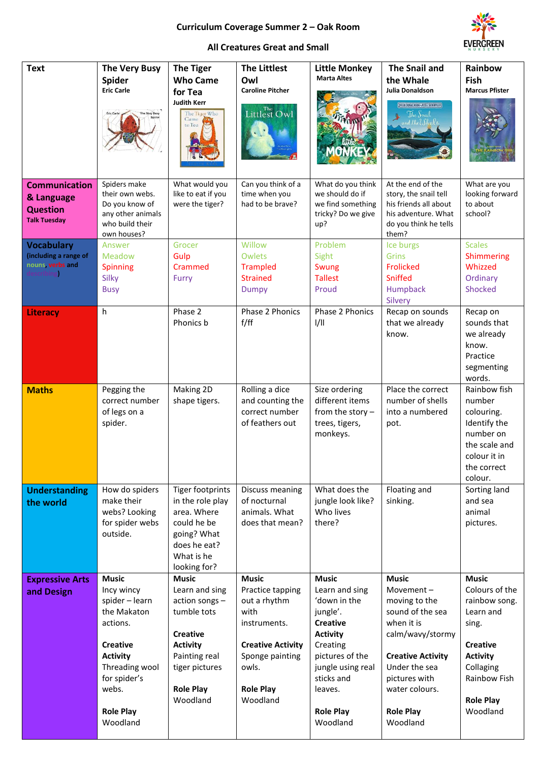**Curriculum Coverage Summer 2 – Oak Room**

**All Creatures Great and Small**

| **Text** | **The Very Busy Spider** Eric Carle | **The Tiger Who Came for Tea** Judith Kerr | **The Littlest Owl** Caroline Pitcher | **Little Monkey** Marta Altes | **The Snail and the Whale** Julia Donaldson | **Rainbow Fish** Marcus Pfister |
|---|---|---|---|---|---|---|
| **Communication & Language Question** Talk Tuesday | Spiders make their own webs. Do you know of any other animals who build their own houses? | What would you like to eat if you were the tiger? | Can you think of a time when you had to be brave? | What do you think we should do if we find something tricky? Do we give up? | At the end of the story, the snail tell his friends all about his adventure. What do you think he tells them? | What are you looking forward to about school? |
| **Vocabulary** (including a range of nouns, verbs and describing) | Answer<br>Meadow<br>Spinning<br>Silky<br>Busy | Grocer<br>Gulp<br>Crammed<br>Furry | Willow<br>Owlets<br>Trampled<br>Strained<br>Dumpy | Problem<br>Sight<br>Swung<br>Tallest<br>Proud | Ice burgs<br>Grins<br>Frolicked<br>Sniffed<br>Humpback<br>Silvery | Scales<br>Shimmering<br>Whizzed<br>Ordinary<br>Shocked |
| **Literacy** | h | Phase 2 Phonics b | Phase 2 Phonics f/ff | Phase 2 Phonics l/ll | Recap on sounds that we already know. | Recap on sounds that we already know. Practice segmenting words. |
| **Maths** | Pegging the correct number of legs on a spider. | Making 2D shape tigers. | Rolling a dice and counting the correct number of feathers out | Size ordering different items from the story – trees, tigers, monkeys. | Place the correct number of shells into a numbered pot. | Rainbow fish number colouring. Identify the number on the scale and colour it in the correct colour. |
| **Understanding the world** | How do spiders make their webs? Looking for spider webs outside. | Tiger footprints in the role play area. Where could he be going? What does he eat? What is he looking for? | Discuss meaning of nocturnal animals. What does that mean? | What does the jungle look like? Who lives there? | Floating and sinking. | Sorting land and sea animal pictures. |
| **Expressive Arts and Design** | **Music**<br>Incy wincy spider – learn the Makaton actions.<br><br>**Creative Activity**<br>Threading wool for spider's webs.<br><br>**Role Play**<br>Woodland | **Music**<br>Learn and sing action songs – tumble tots<br><br>**Creative Activity**<br>Painting real tiger pictures<br><br>**Role Play**<br>Woodland | **Music**<br>Practice tapping out a rhythm with instruments.<br><br>**Creative Activity**<br>Sponge painting owls.<br><br>**Role Play**<br>Woodland | **Music**<br>Learn and sing 'down in the jungle'.<br>**Creative Activity**<br>Creating pictures of the jungle using real sticks and leaves.<br><br>**Role Play**<br>Woodland | **Music**<br>Movement – moving to the sound of the sea when it is calm/wavy/stormy<br><br>**Creative Activity**<br>Under the sea pictures with water colours.<br><br>**Role Play**<br>Woodland | **Music**<br>Colours of the rainbow song. Learn and sing.<br><br>**Creative Activity**<br>Collaging Rainbow Fish<br><br>**Role Play**<br>Woodland |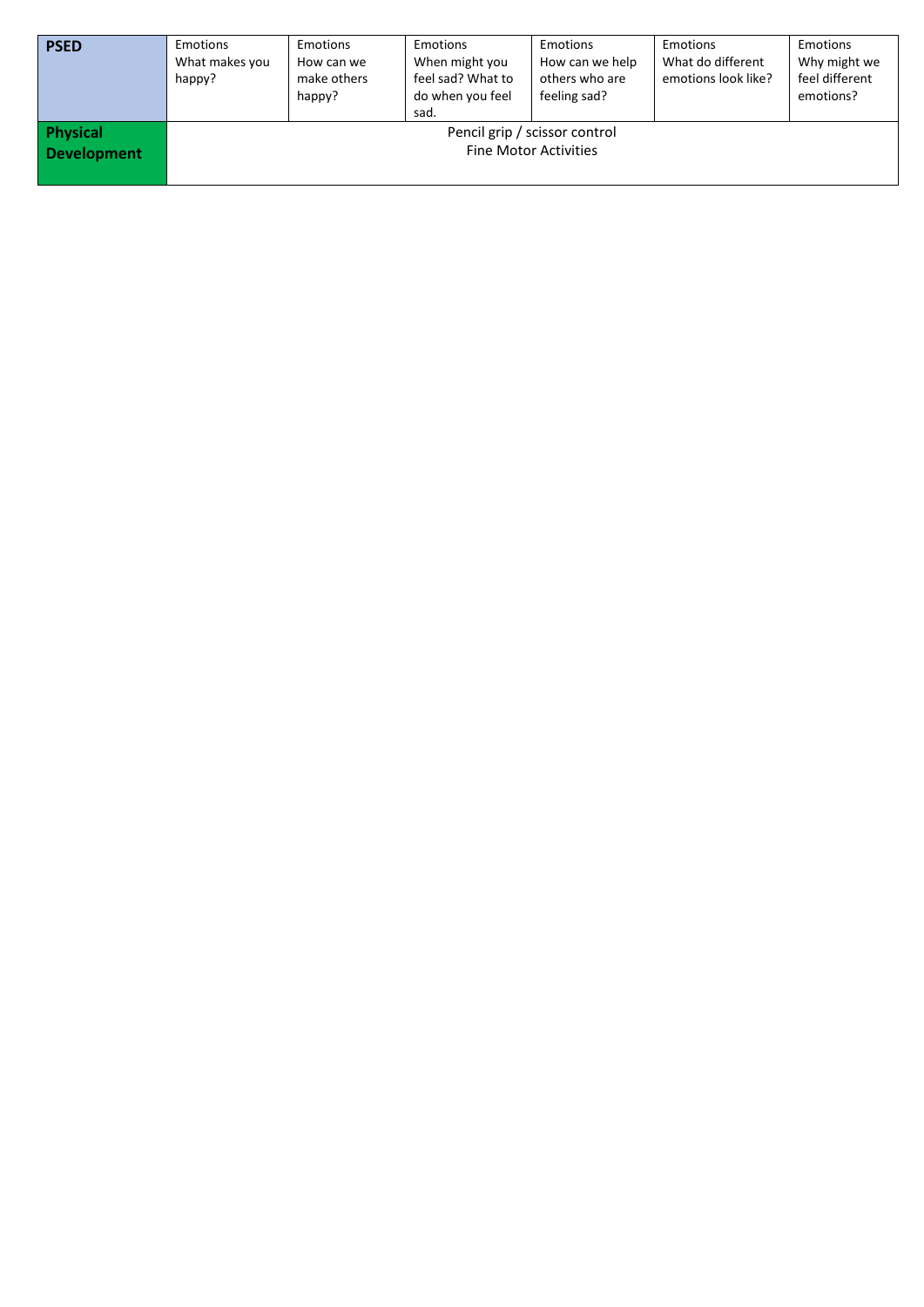| | | | | | | |
|---|---|---|---|---|---|---|
| **PSED** | Emotions<br>What makes you happy? | Emotions<br>How can we make others happy? | Emotions<br>When might you feel sad? What to do when you feel sad. | Emotions<br>How can we help others who are feeling sad? | Emotions<br>What do different emotions look like? | Emotions<br>Why might we feel different emotions? |
| **Physical Development** | Pencil grip / scissor control<br>Fine Motor Activities | | | | | |